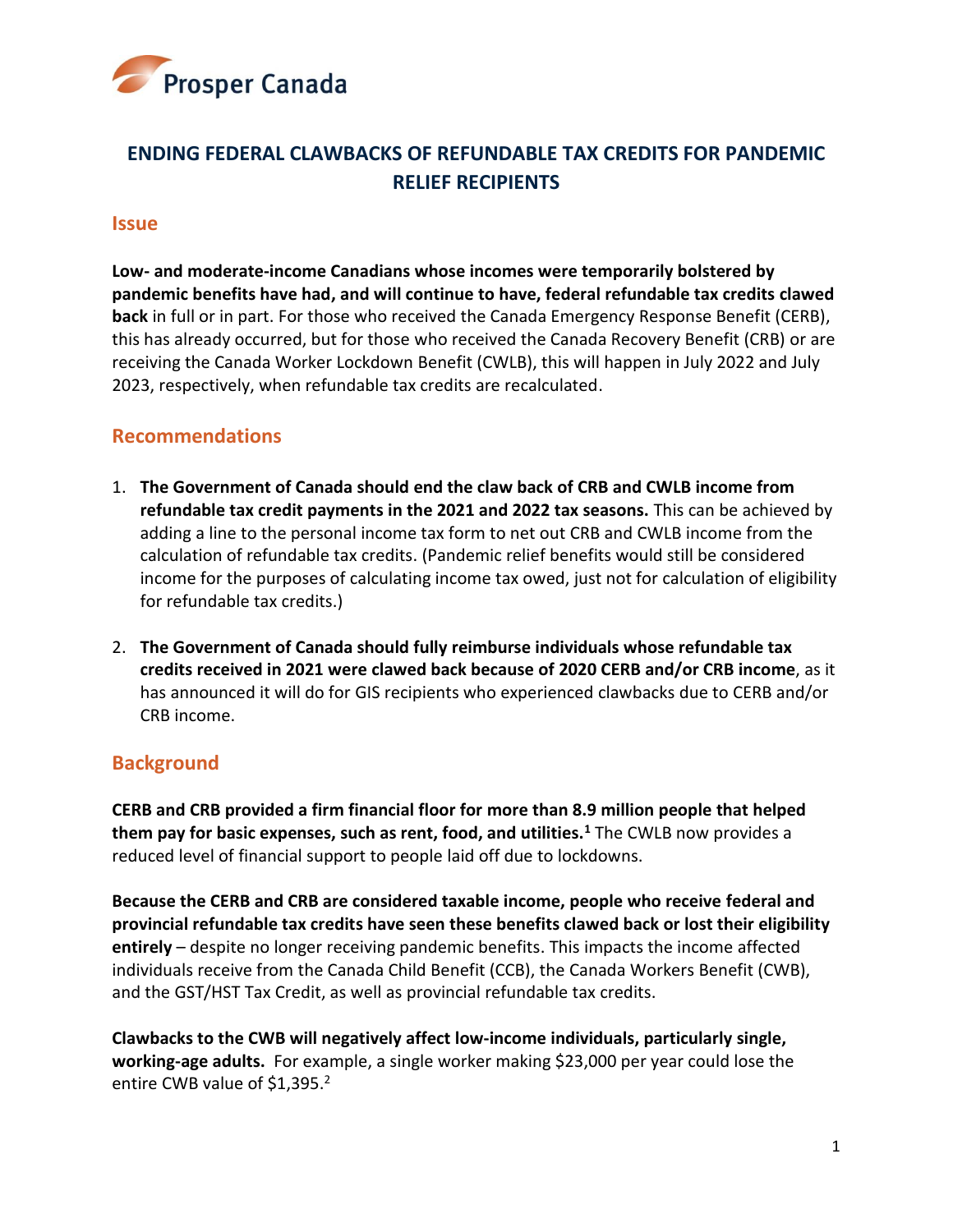Prosper Canada

# ENDING FEDERAL CLAWBACKS OF REFUNDABLE TAX CREDITS FOR PANDEMIC RELIEF RECIPIENTS

## Issue

**Low- and moderate-income Canadians whose incomes were temporarily bolstered by pandemic benefits have had, and will continue to have, federal refundable tax credits clawed back** in full or in part. For those who received the Canada Emergency Response Benefit (CERB), this has already occurred, but for those who received the Canada Recovery Benefit (CRB) or are receiving the Canada Worker Lockdown Benefit (CWLB), this will happen in July 2022 and July 2023, respectively, when refundable tax credits are recalculated.

## Recommendations

1. **The Government of Canada should end the claw back of CRB and CWLB income from refundable tax credit payments in the 2021 and 2022 tax seasons.** This can be achieved by adding a line to the personal income tax form to net out CRB and CWLB income from the calculation of refundable tax credits. (Pandemic relief benefits would still be considered income for the purposes of calculating income tax owed, just not for calculation of eligibility for refundable tax credits.)

2. **The Government of Canada should fully reimburse individuals whose refundable tax credits received in 2021 were clawed back because of 2020 CERB and/or CRB income**, as it has announced it will do for GIS recipients who experienced clawbacks due to CERB and/or CRB income.

## Background

**CERB and CRB provided a firm financial floor for more than 8.9 million people that helped them pay for basic expenses, such as rent, food, and utilities.**[1] The CWLB now provides a reduced level of financial support to people laid off due to lockdowns.

**Because the CERB and CRB are considered taxable income, people who receive federal and provincial refundable tax credits have seen these benefits clawed back or lost their eligibility entirely** – despite no longer receiving pandemic benefits. This impacts the income affected individuals receive from the Canada Child Benefit (CCB), the Canada Workers Benefit (CWB), and the GST/HST Tax Credit, as well as provincial refundable tax credits.

**Clawbacks to the CWB will negatively affect low-income individuals, particularly single, working-age adults.** For example, a single worker making $23,000 per year could lose the entire CWB value of $1,395.[2]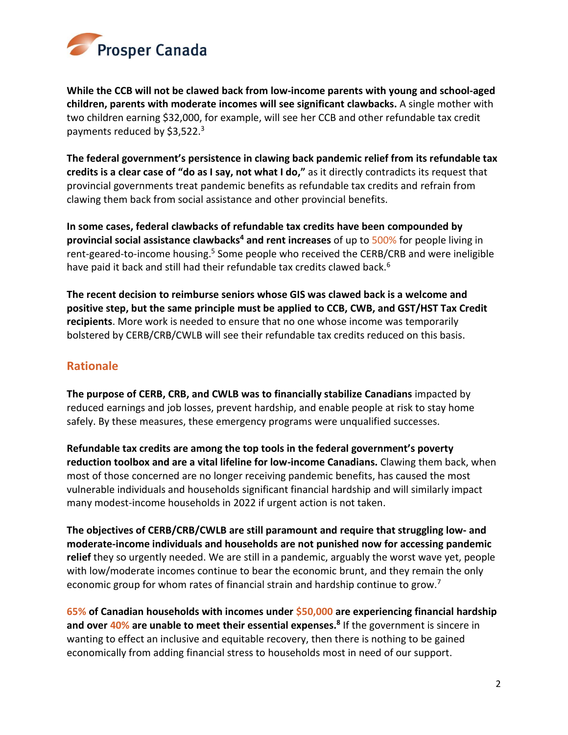**While the CCB will not be clawed back from low-income parents with young and school-aged children, parents with moderate incomes will see significant clawbacks.** A single mother with two children earning $32,000, for example, will see her CCB and other refundable tax credit payments reduced by $3,522.[3]

**The federal government's persistence in clawing back pandemic relief from its refundable tax credits is a clear case of "do as I say, not what I do,"** as it directly contradicts its request that provincial governments treat pandemic benefits as refundable tax credits and refrain from clawing them back from social assistance and other provincial benefits.

**In some cases, federal clawbacks of refundable tax credits have been compounded by provincial social assistance clawbacks[4] and rent increases** of up to 500% for people living in rent-geared-to-income housing.[5] Some people who received the CERB/CRB and were ineligible have paid it back and still had their refundable tax credits clawed back.[6]

**The recent decision to reimburse seniors whose GIS was clawed back is a welcome and positive step, but the same principle must be applied to CCB, CWB, and GST/HST Tax Credit recipients**. More work is needed to ensure that no one whose income was temporarily bolstered by CERB/CRB/CWLB will see their refundable tax credits reduced on this basis.

## Rationale

**The purpose of CERB, CRB, and CWLB was to financially stabilize Canadians** impacted by reduced earnings and job losses, prevent hardship, and enable people at risk to stay home safely. By these measures, these emergency programs were unqualified successes.

**Refundable tax credits are among the top tools in the federal government's poverty reduction toolbox and are a vital lifeline for low-income Canadians.** Clawing them back, when most of those concerned are no longer receiving pandemic benefits, has caused the most vulnerable individuals and households significant financial hardship and will similarly impact many modest-income households in 2022 if urgent action is not taken.

**The objectives of CERB/CRB/CWLB are still paramount and require that struggling low- and moderate-income individuals and households are not punished now for accessing pandemic relief** they so urgently needed. We are still in a pandemic, arguably the worst wave yet, people with low/moderate incomes continue to bear the economic brunt, and they remain the only economic group for whom rates of financial strain and hardship continue to grow.[7]

**65% of Canadian households with incomes under $50,000 are experiencing financial hardship and over 40% are unable to meet their essential expenses.[8]** If the government is sincere in wanting to effect an inclusive and equitable recovery, then there is nothing to be gained economically from adding financial stress to households most in need of our support.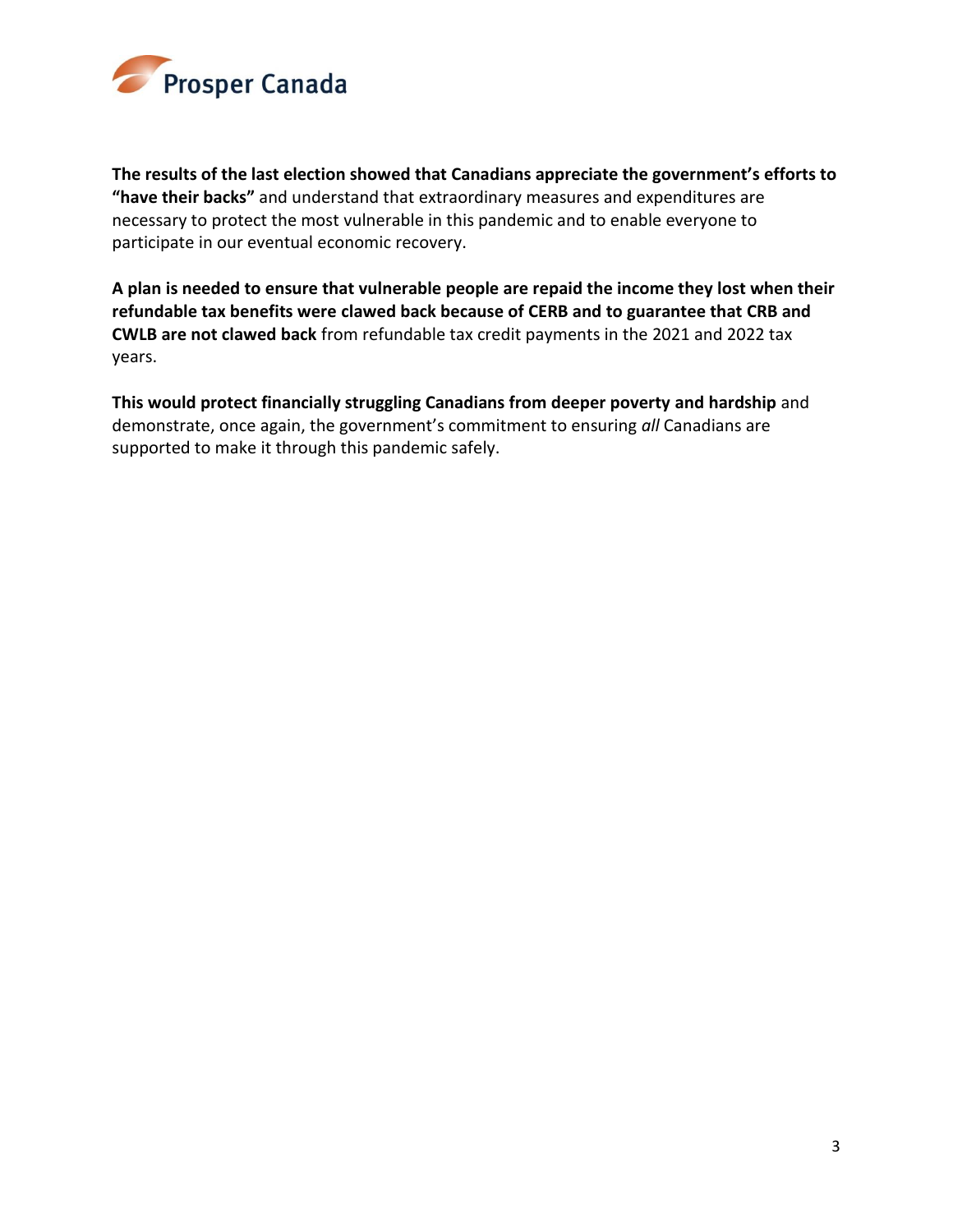**The results of the last election showed that Canadians appreciate the government's efforts to "have their backs"** and understand that extraordinary measures and expenditures are necessary to protect the most vulnerable in this pandemic and to enable everyone to participate in our eventual economic recovery.

**A plan is needed to ensure that vulnerable people are repaid the income they lost when their refundable tax benefits were clawed back because of CERB and to guarantee that CRB and CWLB are not clawed back** from refundable tax credit payments in the 2021 and 2022 tax years.

**This would protect financially struggling Canadians from deeper poverty and hardship** and demonstrate, once again, the government's commitment to ensuring *all* Canadians are supported to make it through this pandemic safely.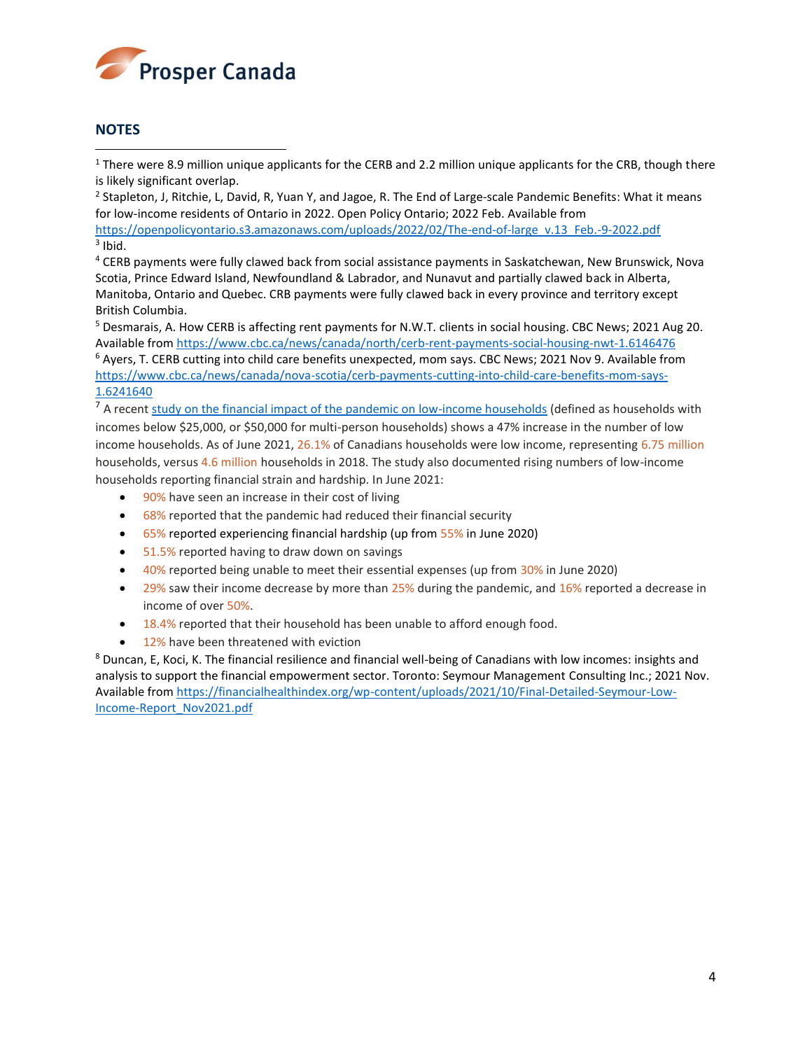## NOTES

[1] There were 8.9 million unique applicants for the CERB and 2.2 million unique applicants for the CRB, though there is likely significant overlap.

[2] Stapleton, J, Ritchie, L, David, R, Yuan Y, and Jagoe, R. The End of Large-scale Pandemic Benefits: What it means for low-income residents of Ontario in 2022. Open Policy Ontario; 2022 Feb. Available from https://openpolicyontario.s3.amazonaws.com/uploads/2022/02/The-end-of-large_v.13_Feb.-9-2022.pdf

[3] Ibid.

[4] CERB payments were fully clawed back from social assistance payments in Saskatchewan, New Brunswick, Nova Scotia, Prince Edward Island, Newfoundland & Labrador, and Nunavut and partially clawed back in Alberta, Manitoba, Ontario and Quebec. CRB payments were fully clawed back in every province and territory except British Columbia.

[5] Desmarais, A. How CERB is affecting rent payments for N.W.T. clients in social housing. CBC News; 2021 Aug 20. Available from https://www.cbc.ca/news/canada/north/cerb-rent-payments-social-housing-nwt-1.6146476

[6] Ayers, T. CERB cutting into child care benefits unexpected, mom says. CBC News; 2021 Nov 9. Available from https://www.cbc.ca/news/canada/nova-scotia/cerb-payments-cutting-into-child-care-benefits-mom-says-1.6241640

[7] A recent study on the financial impact of the pandemic on low-income households (defined as households with incomes below $25,000, or $50,000 for multi-person households) shows a 47% increase in the number of low income households. As of June 2021, 26.1% of Canadians households were low income, representing 6.75 million households, versus 4.6 million households in 2018. The study also documented rising numbers of low-income households reporting financial strain and hardship. In June 2021:

- 90% have seen an increase in their cost of living
- 68% reported that the pandemic had reduced their financial security
- 65% reported experiencing financial hardship (up from 55% in June 2020)
- 51.5% reported having to draw down on savings
- 40% reported being unable to meet their essential expenses (up from 30% in June 2020)
- 29% saw their income decrease by more than 25% during the pandemic, and 16% reported a decrease in income of over 50%.
- 18.4% reported that their household has been unable to afford enough food.
- 12% have been threatened with eviction

[8] Duncan, E, Koci, K. The financial resilience and financial well-being of Canadians with low incomes: insights and analysis to support the financial empowerment sector. Toronto: Seymour Management Consulting Inc.; 2021 Nov. Available from https://financialhealthindex.org/wp-content/uploads/2021/10/Final-Detailed-Seymour-Low-Income-Report_Nov2021.pdf